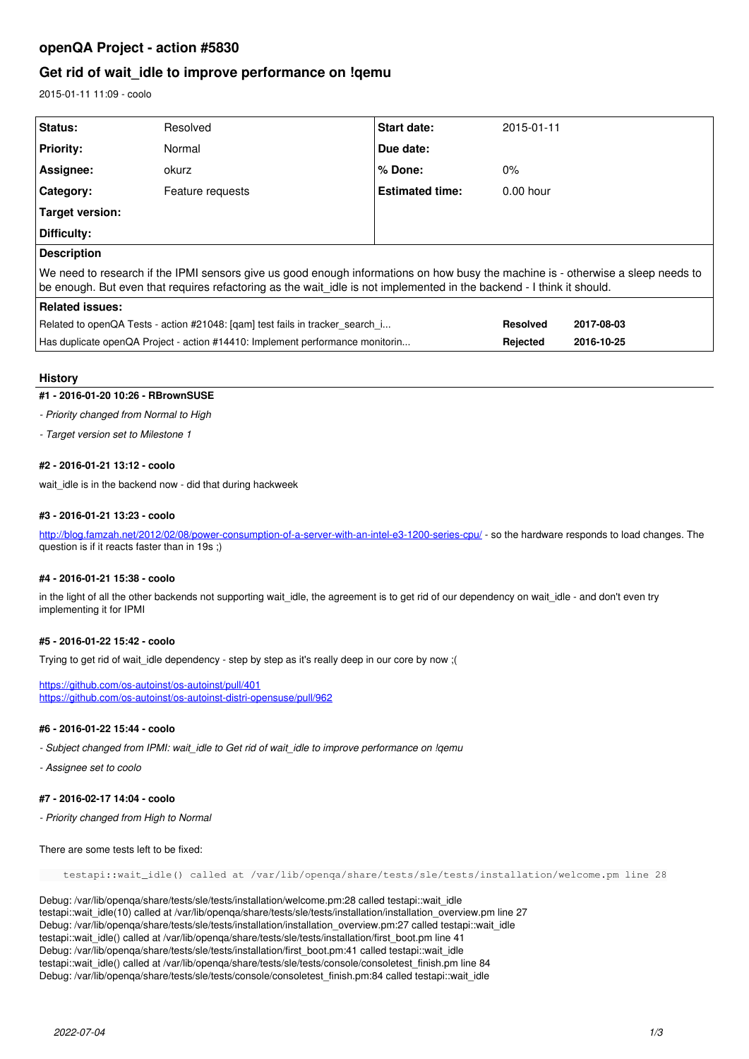# openQA Project - action #5830

## Get rid of wait_idle to improve performance on !qemu

2015-01-11 11:09 - coolo

| Status: | Resolved | Start date: | 2015-01-11 |
|---|---|---|---|
| Priority: | Normal | Due date: | |
| Assignee: | okurz | % Done: | 0% |
| Category: | Feature requests | Estimated time: | 0.00 hour |
| Target version: | | | |
| Difficulty: | | | |

**Description**

We need to research if the IPMI sensors give us good enough informations on how busy the machine is - otherwise a sleep needs to be enough. But even that requires refactoring as the wait_idle is not implemented in the backend - I think it should.

**Related issues:**

| | | |
|---|---|---|
| Related to openQA Tests - action #21048: [qam] test fails in tracker_search_i... | Resolved | 2017-08-03 |
| Has duplicate openQA Project - action #14410: Implement performance monitorin... | Rejected | 2016-10-25 |

### History

#### #1 - 2016-01-20 10:26 - RBrownSUSE

*- Priority changed from Normal to High*

*- Target version set to Milestone 1*

#### #2 - 2016-01-21 13:12 - coolo

wait_idle is in the backend now - did that during hackweek

#### #3 - 2016-01-21 13:23 - coolo

http://blog.famzah.net/2012/02/08/power-consumption-of-a-server-with-an-intel-e3-1200-series-cpu/ - so the hardware responds to load changes. The question is if it reacts faster than in 19s ;)

#### #4 - 2016-01-21 15:38 - coolo

in the light of all the other backends not supporting wait_idle, the agreement is to get rid of our dependency on wait_idle - and don't even try implementing it for IPMI

#### #5 - 2016-01-22 15:42 - coolo

Trying to get rid of wait_idle dependency - step by step as it's really deep in our core by now ;(

https://github.com/os-autoinst/os-autoinst/pull/401
https://github.com/os-autoinst/os-autoinst-distri-opensuse/pull/962

#### #6 - 2016-01-22 15:44 - coolo

*- Subject changed from IPMI: wait_idle to Get rid of wait_idle to improve performance on !qemu*

*- Assignee set to coolo*

#### #7 - 2016-02-17 14:04 - coolo

*- Priority changed from High to Normal*

There are some tests left to be fixed:

```
testapi::wait_idle() called at /var/lib/openqa/share/tests/sle/tests/installation/welcome.pm line 28
```

Debug: /var/lib/openqa/share/tests/sle/tests/installation/welcome.pm:28 called testapi::wait_idle
testapi::wait_idle(10) called at /var/lib/openqa/share/tests/sle/tests/installation/installation_overview.pm line 27
Debug: /var/lib/openqa/share/tests/sle/tests/installation/installation_overview.pm:27 called testapi::wait_idle
testapi::wait_idle() called at /var/lib/openqa/share/tests/sle/tests/installation/first_boot.pm line 41
Debug: /var/lib/openqa/share/tests/sle/tests/installation/first_boot.pm:41 called testapi::wait_idle
testapi::wait_idle() called at /var/lib/openqa/share/tests/sle/tests/console/consoletest_finish.pm line 84
Debug: /var/lib/openqa/share/tests/sle/tests/console/consoletest_finish.pm:84 called testapi::wait_idle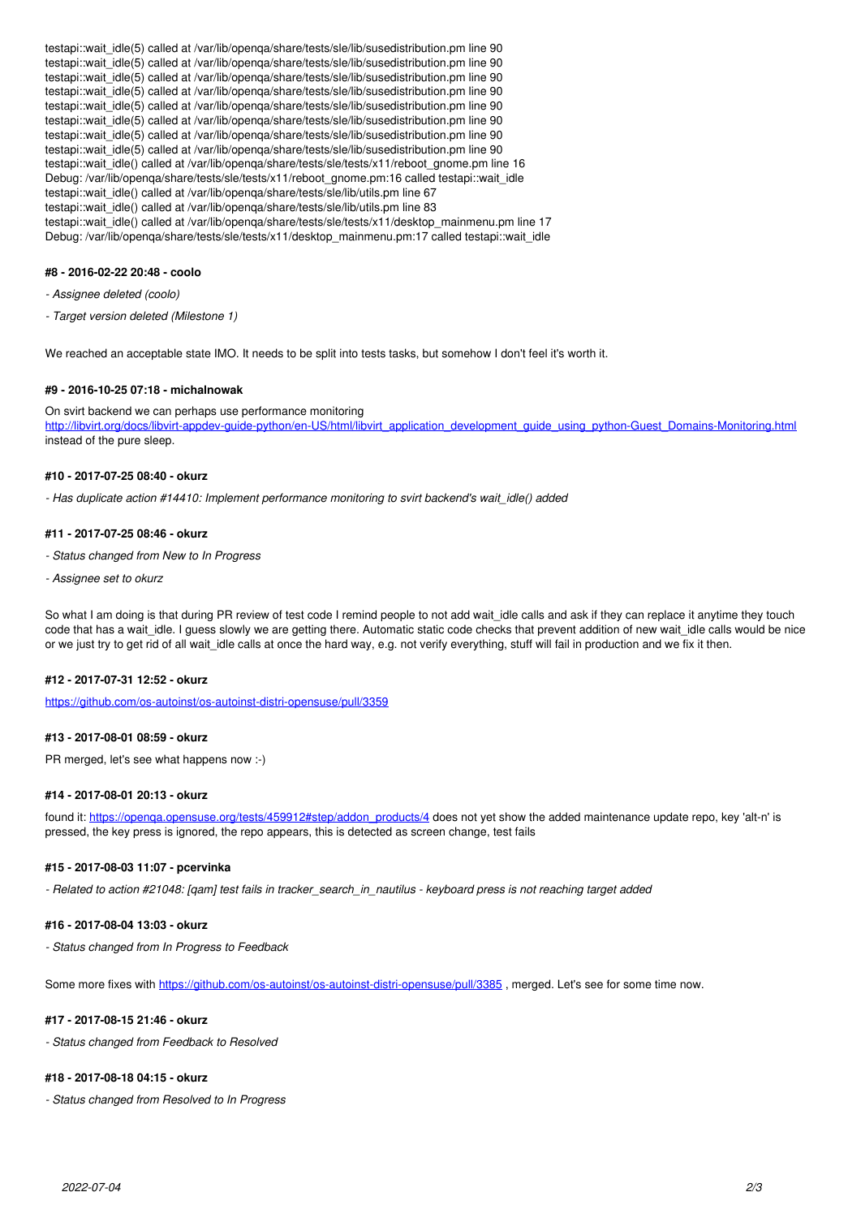```
testapi::wait_idle(5) called at /var/lib/openqa/share/tests/sle/lib/susedistribution.pm line 90
testapi::wait_idle(5) called at /var/lib/openqa/share/tests/sle/lib/susedistribution.pm line 90
testapi::wait_idle(5) called at /var/lib/openqa/share/tests/sle/lib/susedistribution.pm line 90
testapi::wait_idle(5) called at /var/lib/openqa/share/tests/sle/lib/susedistribution.pm line 90
testapi::wait_idle(5) called at /var/lib/openqa/share/tests/sle/lib/susedistribution.pm line 90
testapi::wait_idle(5) called at /var/lib/openqa/share/tests/sle/lib/susedistribution.pm line 90
testapi::wait_idle(5) called at /var/lib/openqa/share/tests/sle/lib/susedistribution.pm line 90
testapi::wait_idle(5) called at /var/lib/openqa/share/tests/sle/lib/susedistribution.pm line 90
testapi::wait_idle() called at /var/lib/openqa/share/tests/sle/tests/x11/reboot_gnome.pm line 16
Debug: /var/lib/openqa/share/tests/sle/tests/x11/reboot_gnome.pm:16 called testapi::wait_idle
testapi::wait_idle() called at /var/lib/openqa/share/tests/sle/lib/utils.pm line 67
testapi::wait_idle() called at /var/lib/openqa/share/tests/sle/lib/utils.pm line 83
testapi::wait_idle() called at /var/lib/openqa/share/tests/sle/tests/x11/desktop_mainmenu.pm line 17
Debug: /var/lib/openqa/share/tests/sle/tests/x11/desktop_mainmenu.pm:17 called testapi::wait_idle
```

#### #8 - 2016-02-22 20:48 - coolo

- *Assignee deleted (coolo)*
- *Target version deleted (Milestone 1)*

We reached an acceptable state IMO. It needs to be split into tests tasks, but somehow I don't feel it's worth it.

#### #9 - 2016-10-25 07:18 - michalnowak

On svirt backend we can perhaps use performance monitoring
http://libvirt.org/docs/libvirt-appdev-guide-python/en-US/html/libvirt_application_development_guide_using_python-Guest_Domains-Monitoring.html instead of the pure sleep.

#### #10 - 2017-07-25 08:40 - okurz

- *Has duplicate action #14410: Implement performance monitoring to svirt backend's wait_idle() added*

#### #11 - 2017-07-25 08:46 - okurz

- *Status changed from New to In Progress*
- *Assignee set to okurz*

So what I am doing is that during PR review of test code I remind people to not add wait_idle calls and ask if they can replace it anytime they touch code that has a wait_idle. I guess slowly we are getting there. Automatic static code checks that prevent addition of new wait_idle calls would be nice or we just try to get rid of all wait_idle calls at once the hard way, e.g. not verify everything, stuff will fail in production and we fix it then.

#### #12 - 2017-07-31 12:52 - okurz

https://github.com/os-autoinst/os-autoinst-distri-opensuse/pull/3359

#### #13 - 2017-08-01 08:59 - okurz

PR merged, let's see what happens now :-)

#### #14 - 2017-08-01 20:13 - okurz

found it: https://openqa.opensuse.org/tests/459912#step/addon_products/4 does not yet show the added maintenance update repo, key 'alt-n' is pressed, the key press is ignored, the repo appears, this is detected as screen change, test fails

#### #15 - 2017-08-03 11:07 - pcervinka

- *Related to action #21048: [qam] test fails in tracker_search_in_nautilus - keyboard press is not reaching target added*

#### #16 - 2017-08-04 13:03 - okurz

- *Status changed from In Progress to Feedback*

Some more fixes with https://github.com/os-autoinst/os-autoinst-distri-opensuse/pull/3385 , merged. Let's see for some time now.

#### #17 - 2017-08-15 21:46 - okurz

- *Status changed from Feedback to Resolved*

#### #18 - 2017-08-18 04:15 - okurz

- *Status changed from Resolved to In Progress*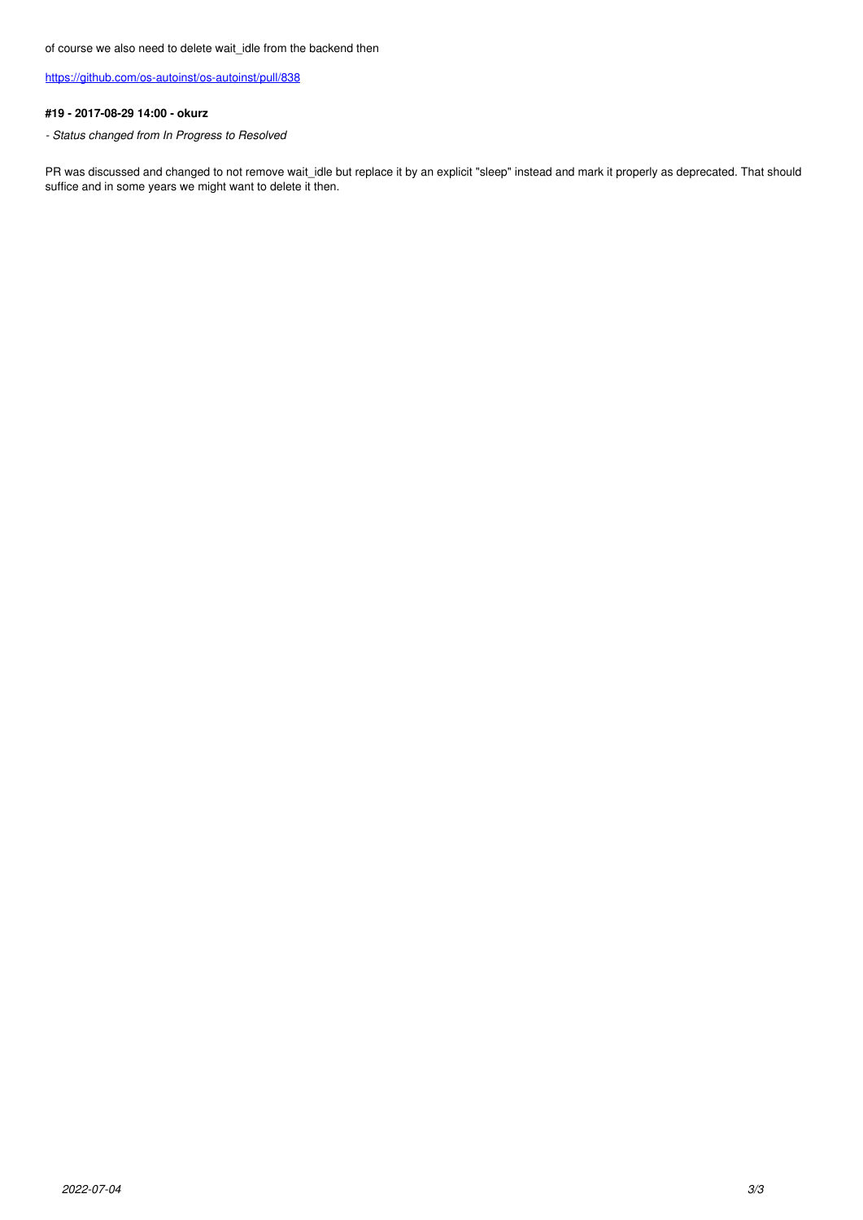of course we also need to delete wait_idle from the backend then

https://github.com/os-autoinst/os-autoinst/pull/838

#### #19 - 2017-08-29 14:00 - okurz

*- Status changed from In Progress to Resolved*

PR was discussed and changed to not remove wait_idle but replace it by an explicit "sleep" instead and mark it properly as deprecated. That should suffice and in some years we might want to delete it then.